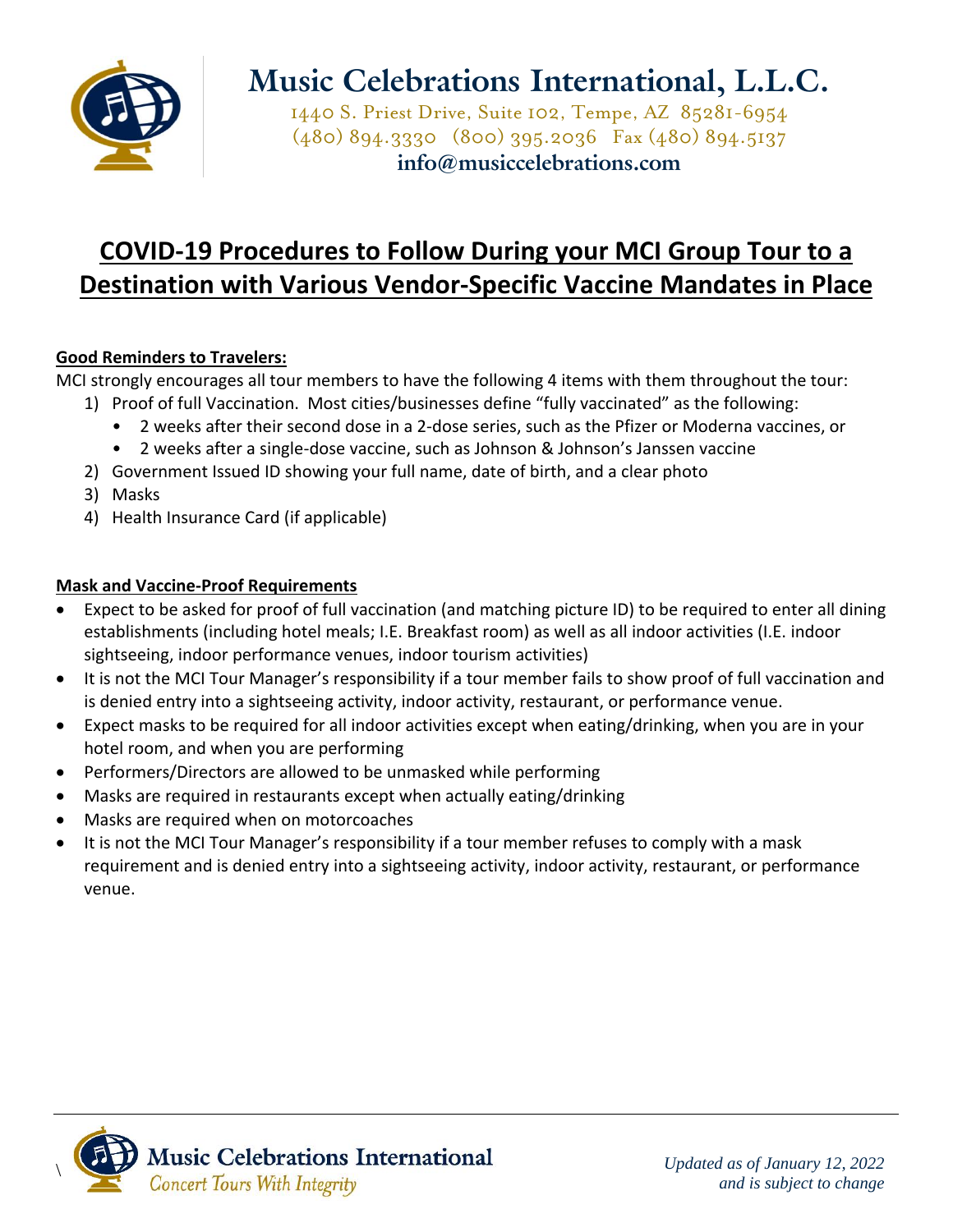# Music Celebrations International, L.L.C.

1440 S. Priest Drive, Suite 102, Tempe, AZ 85281-6954
(480) 894.3330 (800) 395.2036 Fax (480) 894.5137
**info@musiccelebrations.com**

## COVID-19 Procedures to Follow During your MCI Group Tour to a Destination with Various Vendor-Specific Vaccine Mandates in Place

**Good Reminders to Travelers:**

MCI strongly encourages all tour members to have the following 4 items with them throughout the tour:

1) Proof of full Vaccination. Most cities/businesses define "fully vaccinated" as the following:
   - 2 weeks after their second dose in a 2-dose series, such as the Pfizer or Moderna vaccines, or
   - 2 weeks after a single-dose vaccine, such as Johnson & Johnson's Janssen vaccine
2) Government Issued ID showing your full name, date of birth, and a clear photo
3) Masks
4) Health Insurance Card (if applicable)

**Mask and Vaccine-Proof Requirements**

- Expect to be asked for proof of full vaccination (and matching picture ID) to be required to enter all dining establishments (including hotel meals; I.E. Breakfast room) as well as all indoor activities (I.E. indoor sightseeing, indoor performance venues, indoor tourism activities)
- It is not the MCI Tour Manager's responsibility if a tour member fails to show proof of full vaccination and is denied entry into a sightseeing activity, indoor activity, restaurant, or performance venue.
- Expect masks to be required for all indoor activities except when eating/drinking, when you are in your hotel room, and when you are performing
- Performers/Directors are allowed to be unmasked while performing
- Masks are required in restaurants except when actually eating/drinking
- Masks are required when on motorcoaches
- It is not the MCI Tour Manager's responsibility if a tour member refuses to comply with a mask requirement and is denied entry into a sightseeing activity, indoor activity, restaurant, or performance venue.

*Updated as of January 12, 2022 and is subject to change*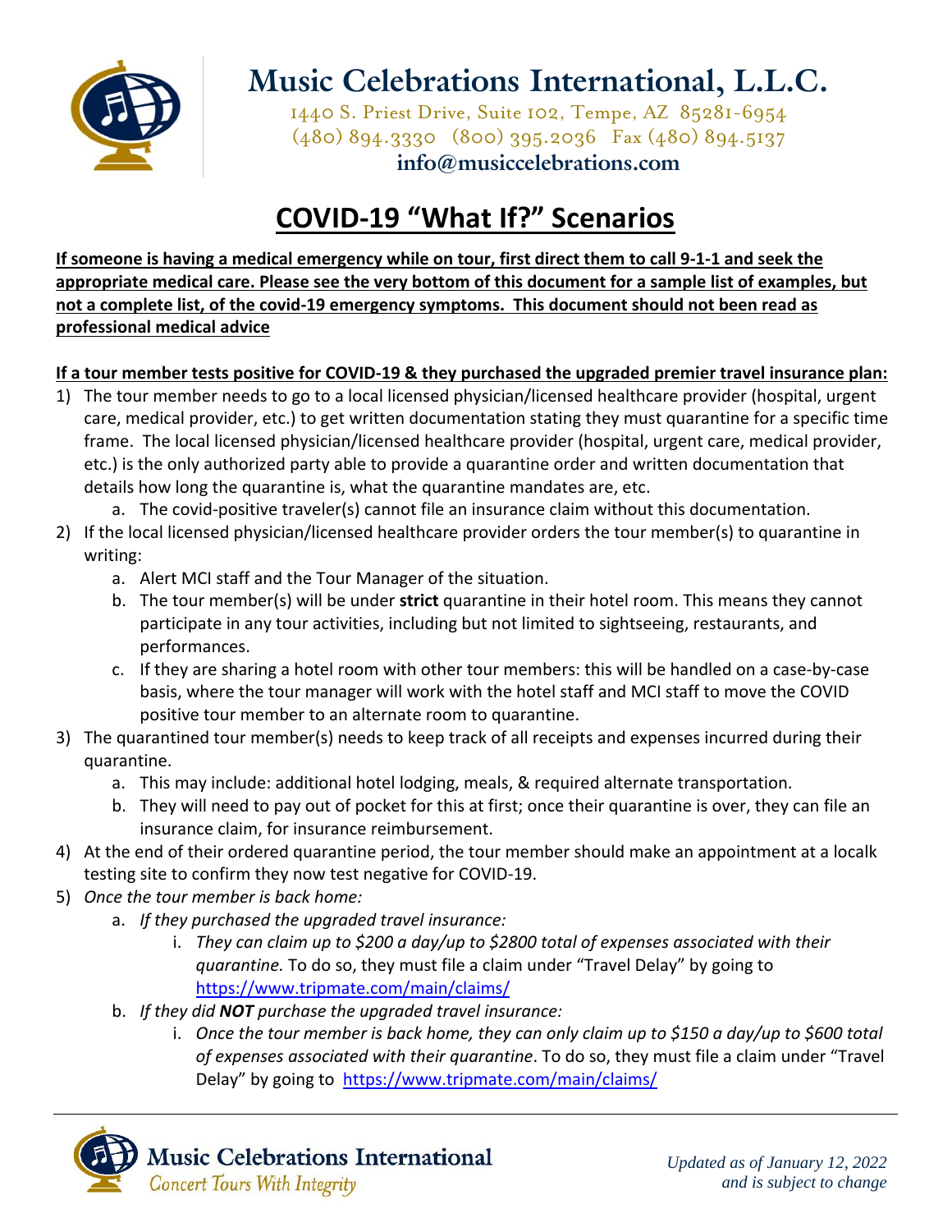# Music Celebrations International, L.L.C.

1440 S. Priest Drive, Suite 102, Tempe, AZ 85281-6954
(480) 894.3330 (800) 395.2036 Fax (480) 894.5137
**info@musiccelebrations.com**

# COVID-19 "What If?" Scenarios

**If someone is having a medical emergency while on tour, first direct them to call 9-1-1 and seek the appropriate medical care. Please see the very bottom of this document for a sample list of examples, but not a complete list, of the covid-19 emergency symptoms. This document should not been read as professional medical advice**

**If a tour member tests positive for COVID-19 & they purchased the upgraded premier travel insurance plan:**

1) The tour member needs to go to a local licensed physician/licensed healthcare provider (hospital, urgent care, medical provider, etc.) to get written documentation stating they must quarantine for a specific time frame. The local licensed physician/licensed healthcare provider (hospital, urgent care, medical provider, etc.) is the only authorized party able to provide a quarantine order and written documentation that details how long the quarantine is, what the quarantine mandates are, etc.
   a. The covid-positive traveler(s) cannot file an insurance claim without this documentation.
2) If the local licensed physician/licensed healthcare provider orders the tour member(s) to quarantine in writing:
   a. Alert MCI staff and the Tour Manager of the situation.
   b. The tour member(s) will be under **strict** quarantine in their hotel room. This means they cannot participate in any tour activities, including but not limited to sightseeing, restaurants, and performances.
   c. If they are sharing a hotel room with other tour members: this will be handled on a case-by-case basis, where the tour manager will work with the hotel staff and MCI staff to move the COVID positive tour member to an alternate room to quarantine.
3) The quarantined tour member(s) needs to keep track of all receipts and expenses incurred during their quarantine.
   a. This may include: additional hotel lodging, meals, & required alternate transportation.
   b. They will need to pay out of pocket for this at first; once their quarantine is over, they can file an insurance claim, for insurance reimbursement.
4) At the end of their ordered quarantine period, the tour member should make an appointment at a localk testing site to confirm they now test negative for COVID-19.
5) *Once the tour member is back home:*
   a. *If they purchased the upgraded travel insurance:*
      i. *They can claim up to $200 a day/up to $2800 total of expenses associated with their quarantine.* To do so, they must file a claim under "Travel Delay" by going to https://www.tripmate.com/main/claims/
   b. *If they did **NOT** purchase the upgraded travel insurance:*
      i. *Once the tour member is back home, they can only claim up to $150 a day/up to $600 total of expenses associated with their quarantine*. To do so, they must file a claim under "Travel Delay" by going to https://www.tripmate.com/main/claims/

Music Celebrations International
*Concert Tours With Integrity*

*Updated as of January 12, 2022 and is subject to change*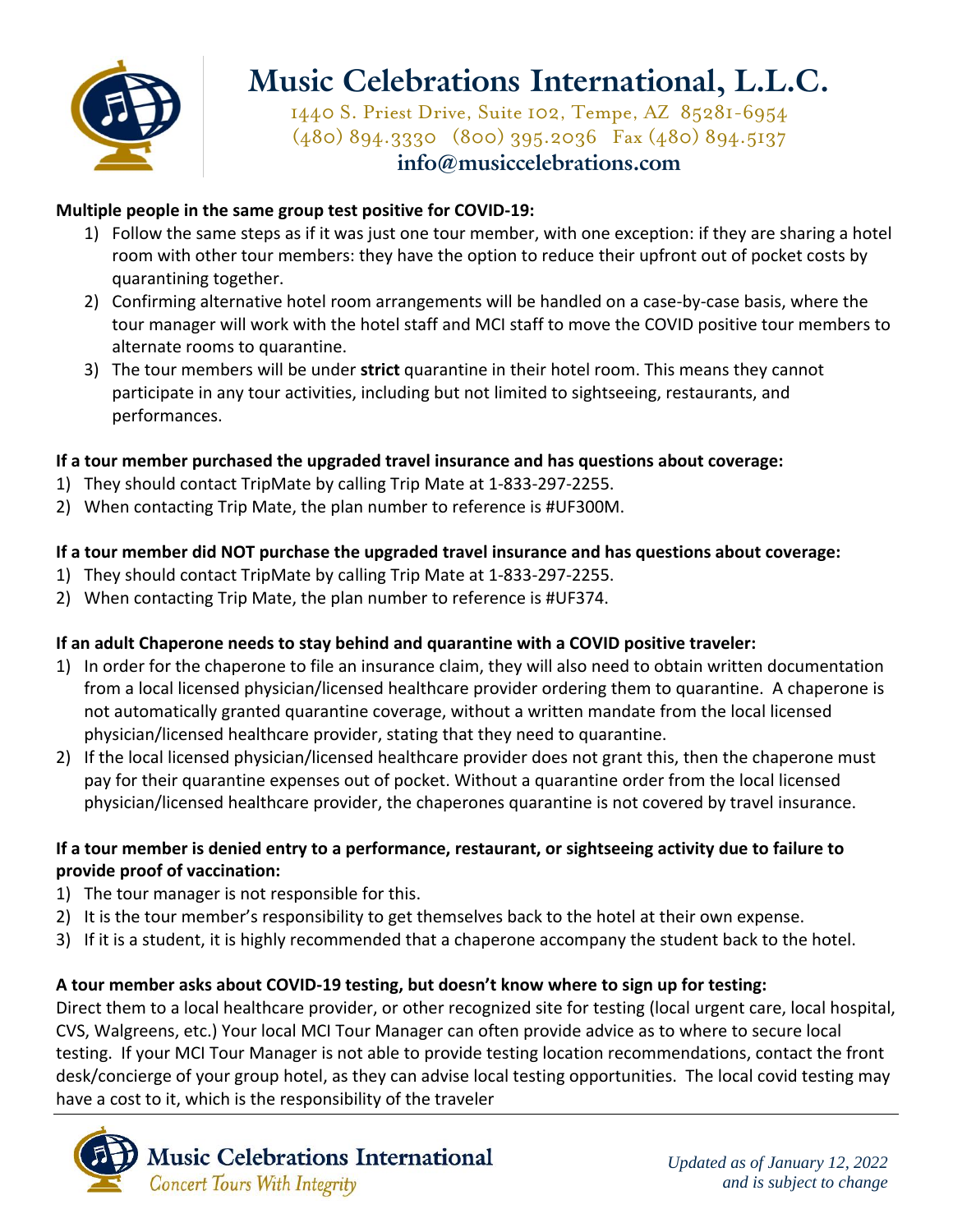**Multiple people in the same group test positive for COVID-19:**

1) Follow the same steps as if it was just one tour member, with one exception: if they are sharing a hotel room with other tour members: they have the option to reduce their upfront out of pocket costs by quarantining together.
2) Confirming alternative hotel room arrangements will be handled on a case-by-case basis, where the tour manager will work with the hotel staff and MCI staff to move the COVID positive tour members to alternate rooms to quarantine.
3) The tour members will be under **strict** quarantine in their hotel room. This means they cannot participate in any tour activities, including but not limited to sightseeing, restaurants, and performances.

**If a tour member purchased the upgraded travel insurance and has questions about coverage:**

1) They should contact TripMate by calling Trip Mate at 1-833-297-2255.
2) When contacting Trip Mate, the plan number to reference is #UF300M.

**If a tour member did NOT purchase the upgraded travel insurance and has questions about coverage:**

1) They should contact TripMate by calling Trip Mate at 1-833-297-2255.
2) When contacting Trip Mate, the plan number to reference is #UF374.

**If an adult Chaperone needs to stay behind and quarantine with a COVID positive traveler:**

1) In order for the chaperone to file an insurance claim, they will also need to obtain written documentation from a local licensed physician/licensed healthcare provider ordering them to quarantine. A chaperone is not automatically granted quarantine coverage, without a written mandate from the local licensed physician/licensed healthcare provider, stating that they need to quarantine.
2) If the local licensed physician/licensed healthcare provider does not grant this, then the chaperone must pay for their quarantine expenses out of pocket. Without a quarantine order from the local licensed physician/licensed healthcare provider, the chaperones quarantine is not covered by travel insurance.

**If a tour member is denied entry to a performance, restaurant, or sightseeing activity due to failure to provide proof of vaccination:**

1) The tour manager is not responsible for this.
2) It is the tour member's responsibility to get themselves back to the hotel at their own expense.
3) If it is a student, it is highly recommended that a chaperone accompany the student back to the hotel.

**A tour member asks about COVID-19 testing, but doesn't know where to sign up for testing:**

Direct them to a local healthcare provider, or other recognized site for testing (local urgent care, local hospital, CVS, Walgreens, etc.) Your local MCI Tour Manager can often provide advice as to where to secure local testing. If your MCI Tour Manager is not able to provide testing location recommendations, contact the front desk/concierge of your group hotel, as they can advise local testing opportunities. The local covid testing may have a cost to it, which is the responsibility of the traveler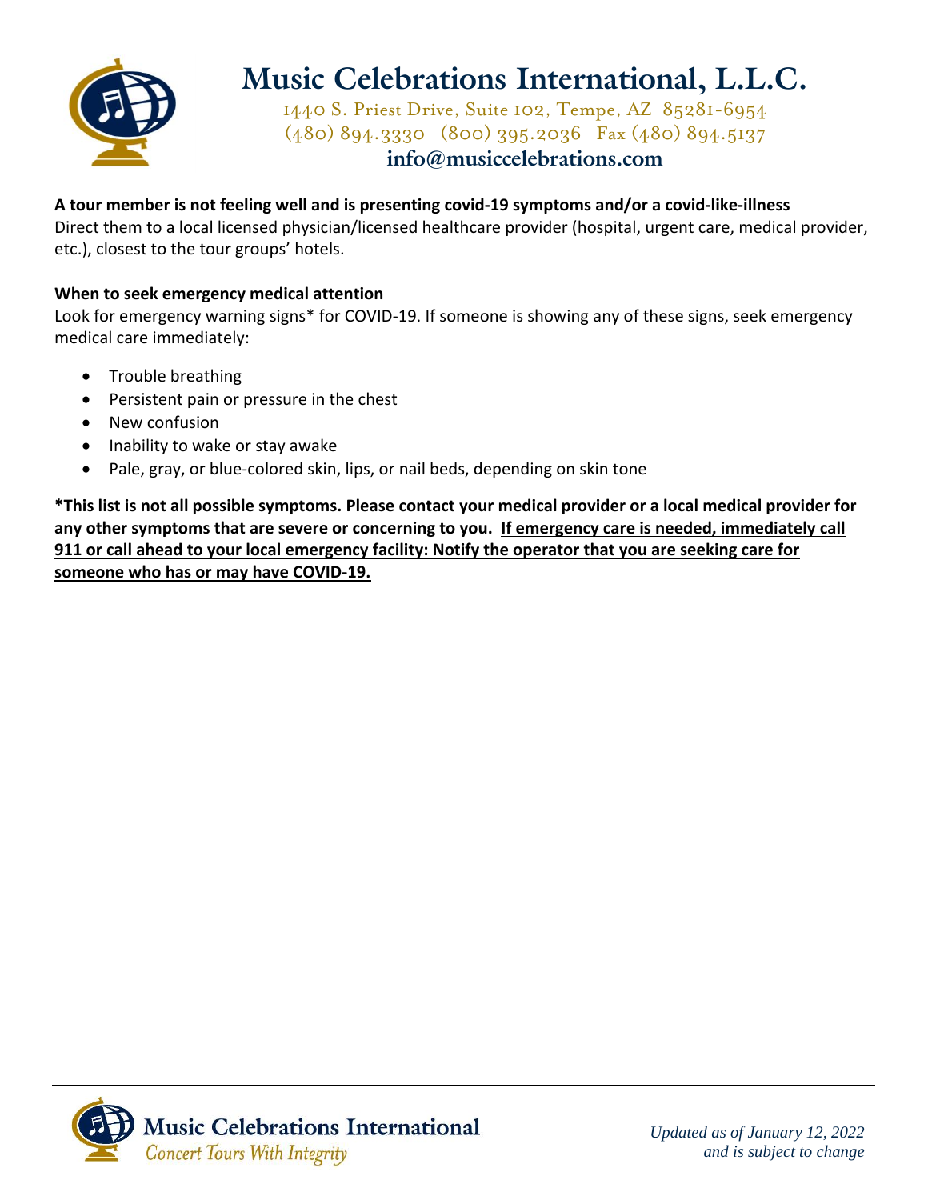# Music Celebrations International, L.L.C.

1440 S. Priest Drive, Suite 102, Tempe, AZ 85281-6954
(480) 894.3330 (800) 395.2036 Fax (480) 894.5137
**info@musiccelebrations.com**

**A tour member is not feeling well and is presenting covid-19 symptoms and/or a covid-like-illness**
Direct them to a local licensed physician/licensed healthcare provider (hospital, urgent care, medical provider, etc.), closest to the tour groups' hotels.

**When to seek emergency medical attention**
Look for emergency warning signs* for COVID-19. If someone is showing any of these signs, seek emergency medical care immediately:

- Trouble breathing
- Persistent pain or pressure in the chest
- New confusion
- Inability to wake or stay awake
- Pale, gray, or blue-colored skin, lips, or nail beds, depending on skin tone

**\*This list is not all possible symptoms. Please contact your medical provider or a local medical provider for any other symptoms that are severe or concerning to you. <u>If emergency care is needed, immediately call 911 or call ahead to your local emergency facility: Notify the operator that you are seeking care for someone who has or may have COVID-19.</u>**

Music Celebrations International
*Concert Tours With Integrity*

*Updated as of January 12, 2022 and is subject to change*